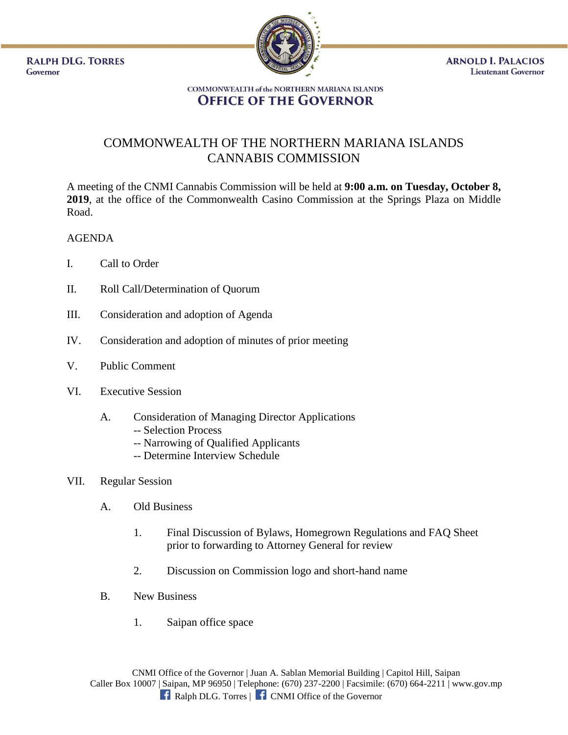**RALPH DLG. TORRES**
Governor

**ARNOLD I. PALACIOS**
Lieutenant Governor

COMMONWEALTH of the NORTHERN MARIANA ISLANDS
**OFFICE OF THE GOVERNOR**

# COMMONWEALTH OF THE NORTHERN MARIANA ISLANDS CANNABIS COMMISSION

A meeting of the CNMI Cannabis Commission will be held at **9:00 a.m. on Tuesday, October 8, 2019**, at the office of the Commonwealth Casino Commission at the Springs Plaza on Middle Road.

AGENDA

I. Call to Order

II. Roll Call/Determination of Quorum

III. Consideration and adoption of Agenda

IV. Consideration and adoption of minutes of prior meeting

V. Public Comment

VI. Executive Session

  A. Consideration of Managing Director Applications
    -- Selection Process
    -- Narrowing of Qualified Applicants
    -- Determine Interview Schedule

VII. Regular Session

  A. Old Business

    1. Final Discussion of Bylaws, Homegrown Regulations and FAQ Sheet prior to forwarding to Attorney General for review

    2. Discussion on Commission logo and short-hand name

  B. New Business

    1. Saipan office space

CNMI Office of the Governor | Juan A. Sablan Memorial Building | Capitol Hill, Saipan
Caller Box 10007 | Saipan, MP 96950 | Telephone: (670) 237-2200 | Facsimile: (670) 664-2211 | www.gov.mp
Ralph DLG. Torres | CNMI Office of the Governor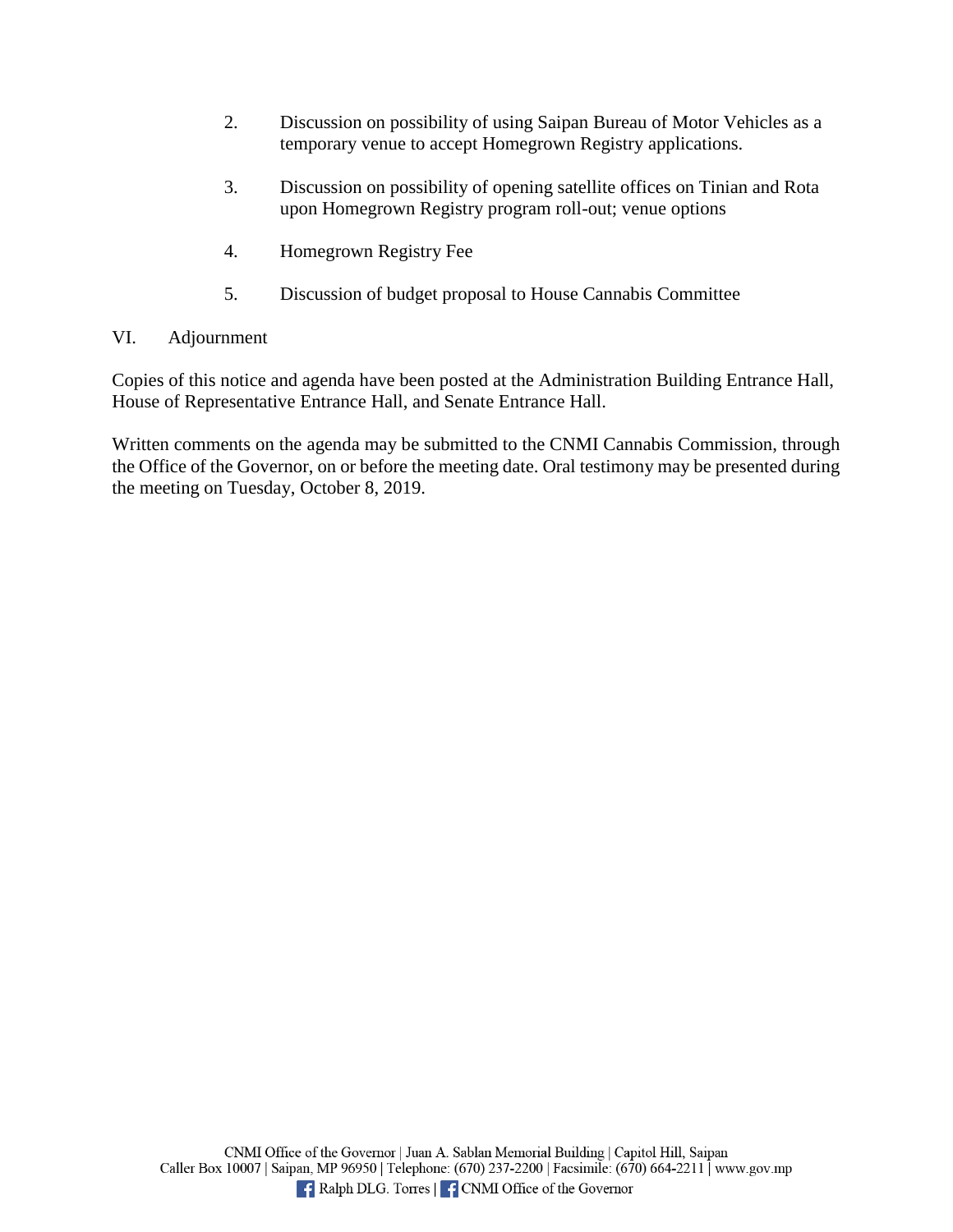2. Discussion on possibility of using Saipan Bureau of Motor Vehicles as a temporary venue to accept Homegrown Registry applications.

3. Discussion on possibility of opening satellite offices on Tinian and Rota upon Homegrown Registry program roll-out; venue options

4. Homegrown Registry Fee

5. Discussion of budget proposal to House Cannabis Committee

VI. Adjournment

Copies of this notice and agenda have been posted at the Administration Building Entrance Hall, House of Representative Entrance Hall, and Senate Entrance Hall.

Written comments on the agenda may be submitted to the CNMI Cannabis Commission, through the Office of the Governor, on or before the meeting date. Oral testimony may be presented during the meeting on Tuesday, October 8, 2019.